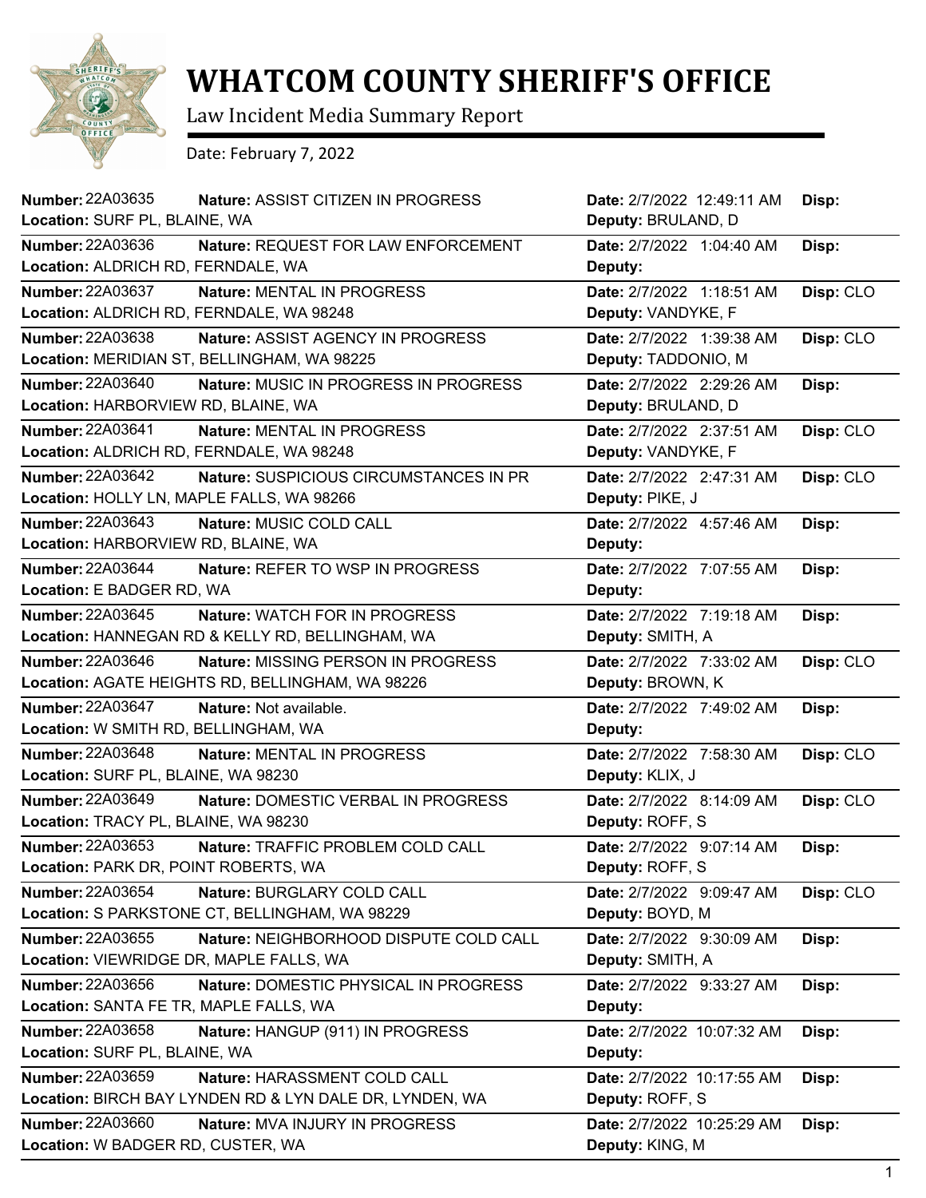# WHATCOM COUNTY SHERIFF'S OFFICE

Law Incident Media Summary Report

Date: February 7, 2022

| Number | Nature | Location | Date | Deputy | Disp |
|---|---|---|---|---|---|
| 22A03635 | ASSIST CITIZEN IN PROGRESS | SURF PL, BLAINE, WA | 2/7/2022 12:49:11 AM | BRULAND, D | |
| 22A03636 | REQUEST FOR LAW ENFORCEMENT | ALDRICH RD, FERNDALE, WA | 2/7/2022 1:04:40 AM | | |
| 22A03637 | MENTAL IN PROGRESS | ALDRICH RD, FERNDALE, WA 98248 | 2/7/2022 1:18:51 AM | VANDYKE, F | CLO |
| 22A03638 | ASSIST AGENCY IN PROGRESS | MERIDIAN ST, BELLINGHAM, WA 98225 | 2/7/2022 1:39:38 AM | TADDONIO, M | CLO |
| 22A03640 | MUSIC IN PROGRESS IN PROGRESS | HARBORVIEW RD, BLAINE, WA | 2/7/2022 2:29:26 AM | BRULAND, D | |
| 22A03641 | MENTAL IN PROGRESS | ALDRICH RD, FERNDALE, WA 98248 | 2/7/2022 2:37:51 AM | VANDYKE, F | CLO |
| 22A03642 | SUSPICIOUS CIRCUMSTANCES IN PR | HOLLY LN, MAPLE FALLS, WA 98266 | 2/7/2022 2:47:31 AM | PIKE, J | CLO |
| 22A03643 | MUSIC COLD CALL | HARBORVIEW RD, BLAINE, WA | 2/7/2022 4:57:46 AM | | |
| 22A03644 | REFER TO WSP IN PROGRESS | E BADGER RD, WA | 2/7/2022 7:07:55 AM | | |
| 22A03645 | WATCH FOR IN PROGRESS | HANNEGAN RD & KELLY RD, BELLINGHAM, WA | 2/7/2022 7:19:18 AM | SMITH, A | |
| 22A03646 | MISSING PERSON IN PROGRESS | AGATE HEIGHTS RD, BELLINGHAM, WA 98226 | 2/7/2022 7:33:02 AM | BROWN, K | CLO |
| 22A03647 | Not available. | W SMITH RD, BELLINGHAM, WA | 2/7/2022 7:49:02 AM | | |
| 22A03648 | MENTAL IN PROGRESS | SURF PL, BLAINE, WA 98230 | 2/7/2022 7:58:30 AM | KLIX, J | CLO |
| 22A03649 | DOMESTIC VERBAL IN PROGRESS | TRACY PL, BLAINE, WA 98230 | 2/7/2022 8:14:09 AM | ROFF, S | CLO |
| 22A03653 | TRAFFIC PROBLEM COLD CALL | PARK DR, POINT ROBERTS, WA | 2/7/2022 9:07:14 AM | ROFF, S | |
| 22A03654 | BURGLARY COLD CALL | S PARKSTONE CT, BELLINGHAM, WA 98229 | 2/7/2022 9:09:47 AM | BOYD, M | CLO |
| 22A03655 | NEIGHBORHOOD DISPUTE COLD CALL | VIEWRIDGE DR, MAPLE FALLS, WA | 2/7/2022 9:30:09 AM | SMITH, A | |
| 22A03656 | DOMESTIC PHYSICAL IN PROGRESS | SANTA FE TR, MAPLE FALLS, WA | 2/7/2022 9:33:27 AM | | |
| 22A03658 | HANGUP (911) IN PROGRESS | SURF PL, BLAINE, WA | 2/7/2022 10:07:32 AM | | |
| 22A03659 | HARASSMENT COLD CALL | BIRCH BAY LYNDEN RD & LYN DALE DR, LYNDEN, WA | 2/7/2022 10:17:55 AM | ROFF, S | |
| 22A03660 | MVA INJURY IN PROGRESS | W BADGER RD, CUSTER, WA | 2/7/2022 10:25:29 AM | KING, M | |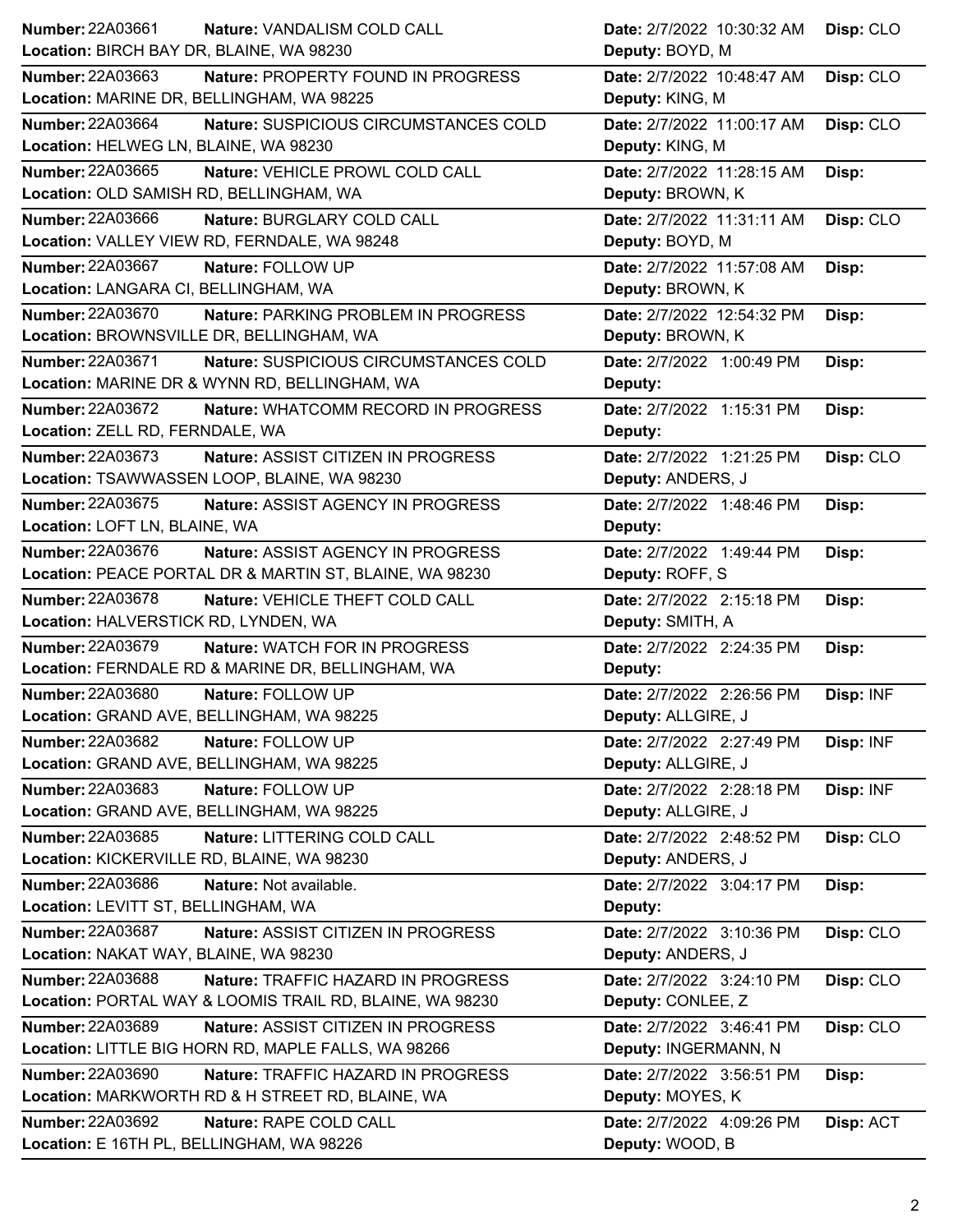**Number:** 22A03661 **Nature:** VANDALISM COLD CALL **Date:** 2/7/2022 10:30:32 AM **Disp:** CLO
**Location:** BIRCH BAY DR, BLAINE, WA 98230 **Deputy:** BOYD, M

**Number:** 22A03663 **Nature:** PROPERTY FOUND IN PROGRESS **Date:** 2/7/2022 10:48:47 AM **Disp:** CLO
**Location:** MARINE DR, BELLINGHAM, WA 98225 **Deputy:** KING, M

**Number:** 22A03664 **Nature:** SUSPICIOUS CIRCUMSTANCES COLD **Date:** 2/7/2022 11:00:17 AM **Disp:** CLO
**Location:** HELWEG LN, BLAINE, WA 98230 **Deputy:** KING, M

**Number:** 22A03665 **Nature:** VEHICLE PROWL COLD CALL **Date:** 2/7/2022 11:28:15 AM **Disp:**
**Location:** OLD SAMISH RD, BELLINGHAM, WA **Deputy:** BROWN, K

**Number:** 22A03666 **Nature:** BURGLARY COLD CALL **Date:** 2/7/2022 11:31:11 AM **Disp:** CLO
**Location:** VALLEY VIEW RD, FERNDALE, WA 98248 **Deputy:** BOYD, M

**Number:** 22A03667 **Nature:** FOLLOW UP **Date:** 2/7/2022 11:57:08 AM **Disp:**
**Location:** LANGARA CI, BELLINGHAM, WA **Deputy:** BROWN, K

**Number:** 22A03670 **Nature:** PARKING PROBLEM IN PROGRESS **Date:** 2/7/2022 12:54:32 PM **Disp:**
**Location:** BROWNSVILLE DR, BELLINGHAM, WA **Deputy:** BROWN, K

**Number:** 22A03671 **Nature:** SUSPICIOUS CIRCUMSTANCES COLD **Date:** 2/7/2022 1:00:49 PM **Disp:**
**Location:** MARINE DR & WYNN RD, BELLINGHAM, WA **Deputy:**

**Number:** 22A03672 **Nature:** WHATCOMM RECORD IN PROGRESS **Date:** 2/7/2022 1:15:31 PM **Disp:**
**Location:** ZELL RD, FERNDALE, WA **Deputy:**

**Number:** 22A03673 **Nature:** ASSIST CITIZEN IN PROGRESS **Date:** 2/7/2022 1:21:25 PM **Disp:** CLO
**Location:** TSAWWASSEN LOOP, BLAINE, WA 98230 **Deputy:** ANDERS, J

**Number:** 22A03675 **Nature:** ASSIST AGENCY IN PROGRESS **Date:** 2/7/2022 1:48:46 PM **Disp:**
**Location:** LOFT LN, BLAINE, WA **Deputy:**

**Number:** 22A03676 **Nature:** ASSIST AGENCY IN PROGRESS **Date:** 2/7/2022 1:49:44 PM **Disp:**
**Location:** PEACE PORTAL DR & MARTIN ST, BLAINE, WA 98230 **Deputy:** ROFF, S

**Number:** 22A03678 **Nature:** VEHICLE THEFT COLD CALL **Date:** 2/7/2022 2:15:18 PM **Disp:**
**Location:** HALVERSTICK RD, LYNDEN, WA **Deputy:** SMITH, A

**Number:** 22A03679 **Nature:** WATCH FOR IN PROGRESS **Date:** 2/7/2022 2:24:35 PM **Disp:**
**Location:** FERNDALE RD & MARINE DR, BELLINGHAM, WA **Deputy:**

**Number:** 22A03680 **Nature:** FOLLOW UP **Date:** 2/7/2022 2:26:56 PM **Disp:** INF
**Location:** GRAND AVE, BELLINGHAM, WA 98225 **Deputy:** ALLGIRE, J

**Number:** 22A03682 **Nature:** FOLLOW UP **Date:** 2/7/2022 2:27:49 PM **Disp:** INF
**Location:** GRAND AVE, BELLINGHAM, WA 98225 **Deputy:** ALLGIRE, J

**Number:** 22A03683 **Nature:** FOLLOW UP **Date:** 2/7/2022 2:28:18 PM **Disp:** INF
**Location:** GRAND AVE, BELLINGHAM, WA 98225 **Deputy:** ALLGIRE, J

**Number:** 22A03685 **Nature:** LITTERING COLD CALL **Date:** 2/7/2022 2:48:52 PM **Disp:** CLO
**Location:** KICKERVILLE RD, BLAINE, WA 98230 **Deputy:** ANDERS, J

**Number:** 22A03686 **Nature:** Not available. **Date:** 2/7/2022 3:04:17 PM **Disp:**
**Location:** LEVITT ST, BELLINGHAM, WA **Deputy:**

**Number:** 22A03687 **Nature:** ASSIST CITIZEN IN PROGRESS **Date:** 2/7/2022 3:10:36 PM **Disp:** CLO
**Location:** NAKAT WAY, BLAINE, WA 98230 **Deputy:** ANDERS, J

**Number:** 22A03688 **Nature:** TRAFFIC HAZARD IN PROGRESS **Date:** 2/7/2022 3:24:10 PM **Disp:** CLO
**Location:** PORTAL WAY & LOOMIS TRAIL RD, BLAINE, WA 98230 **Deputy:** CONLEE, Z

**Number:** 22A03689 **Nature:** ASSIST CITIZEN IN PROGRESS **Date:** 2/7/2022 3:46:41 PM **Disp:** CLO
**Location:** LITTLE BIG HORN RD, MAPLE FALLS, WA 98266 **Deputy:** INGERMANN, N

**Number:** 22A03690 **Nature:** TRAFFIC HAZARD IN PROGRESS **Date:** 2/7/2022 3:56:51 PM **Disp:**
**Location:** MARKWORTH RD & H STREET RD, BLAINE, WA **Deputy:** MOYES, K

**Number:** 22A03692 **Nature:** RAPE COLD CALL **Date:** 2/7/2022 4:09:26 PM **Disp:** ACT
**Location:** E 16TH PL, BELLINGHAM, WA 98226 **Deputy:** WOOD, B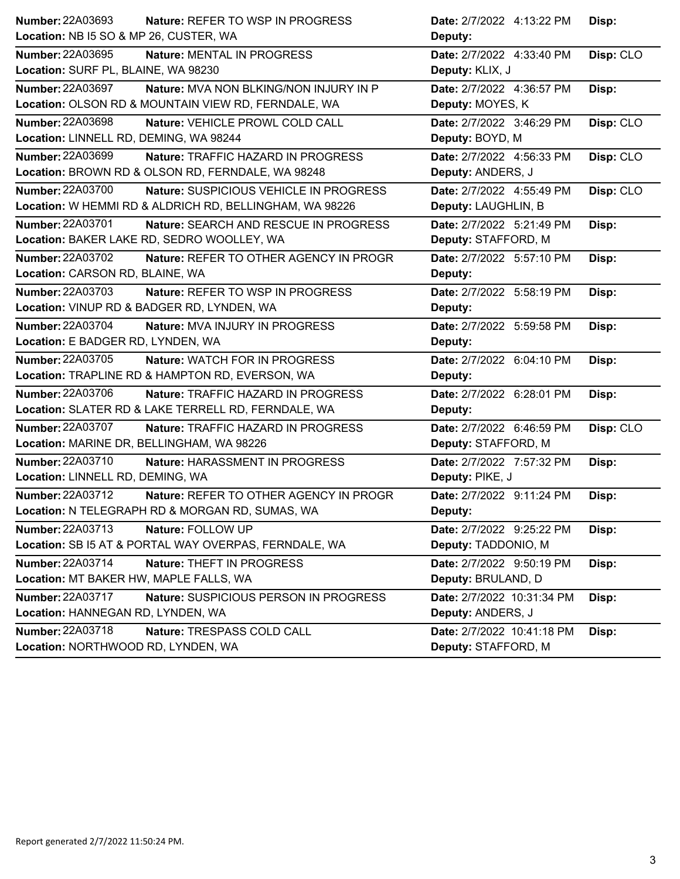**Number:** 22A03693 **Nature:** REFER TO WSP IN PROGRESS **Date:** 2/7/2022 4:13:22 PM **Disp:**
**Location:** NB I5 SO & MP 26, CUSTER, WA **Deputy:**

**Number:** 22A03695 **Nature:** MENTAL IN PROGRESS **Date:** 2/7/2022 4:33:40 PM **Disp:** CLO
**Location:** SURF PL, BLAINE, WA 98230 **Deputy:** KLIX, J

**Number:** 22A03697 **Nature:** MVA NON BLKING/NON INJURY IN P **Date:** 2/7/2022 4:36:57 PM **Disp:**
**Location:** OLSON RD & MOUNTAIN VIEW RD, FERNDALE, WA **Deputy:** MOYES, K

**Number:** 22A03698 **Nature:** VEHICLE PROWL COLD CALL **Date:** 2/7/2022 3:46:29 PM **Disp:** CLO
**Location:** LINNELL RD, DEMING, WA 98244 **Deputy:** BOYD, M

**Number:** 22A03699 **Nature:** TRAFFIC HAZARD IN PROGRESS **Date:** 2/7/2022 4:56:33 PM **Disp:** CLO
**Location:** BROWN RD & OLSON RD, FERNDALE, WA 98248 **Deputy:** ANDERS, J

**Number:** 22A03700 **Nature:** SUSPICIOUS VEHICLE IN PROGRESS **Date:** 2/7/2022 4:55:49 PM **Disp:** CLO
**Location:** W HEMMI RD & ALDRICH RD, BELLINGHAM, WA 98226 **Deputy:** LAUGHLIN, B

**Number:** 22A03701 **Nature:** SEARCH AND RESCUE IN PROGRESS **Date:** 2/7/2022 5:21:49 PM **Disp:**
**Location:** BAKER LAKE RD, SEDRO WOOLLEY, WA **Deputy:** STAFFORD, M

**Number:** 22A03702 **Nature:** REFER TO OTHER AGENCY IN PROGR **Date:** 2/7/2022 5:57:10 PM **Disp:**
**Location:** CARSON RD, BLAINE, WA **Deputy:**

**Number:** 22A03703 **Nature:** REFER TO WSP IN PROGRESS **Date:** 2/7/2022 5:58:19 PM **Disp:**
**Location:** VINUP RD & BADGER RD, LYNDEN, WA **Deputy:**

**Number:** 22A03704 **Nature:** MVA INJURY IN PROGRESS **Date:** 2/7/2022 5:59:58 PM **Disp:**
**Location:** E BADGER RD, LYNDEN, WA **Deputy:**

**Number:** 22A03705 **Nature:** WATCH FOR IN PROGRESS **Date:** 2/7/2022 6:04:10 PM **Disp:**
**Location:** TRAPLINE RD & HAMPTON RD, EVERSON, WA **Deputy:**

**Number:** 22A03706 **Nature:** TRAFFIC HAZARD IN PROGRESS **Date:** 2/7/2022 6:28:01 PM **Disp:**
**Location:** SLATER RD & LAKE TERRELL RD, FERNDALE, WA **Deputy:**

**Number:** 22A03707 **Nature:** TRAFFIC HAZARD IN PROGRESS **Date:** 2/7/2022 6:46:59 PM **Disp:** CLO
**Location:** MARINE DR, BELLINGHAM, WA 98226 **Deputy:** STAFFORD, M

**Number:** 22A03710 **Nature:** HARASSMENT IN PROGRESS **Date:** 2/7/2022 7:57:32 PM **Disp:**
**Location:** LINNELL RD, DEMING, WA **Deputy:** PIKE, J

**Number:** 22A03712 **Nature:** REFER TO OTHER AGENCY IN PROGR **Date:** 2/7/2022 9:11:24 PM **Disp:**
**Location:** N TELEGRAPH RD & MORGAN RD, SUMAS, WA **Deputy:**

**Number:** 22A03713 **Nature:** FOLLOW UP **Date:** 2/7/2022 9:25:22 PM **Disp:**
**Location:** SB I5 AT & PORTAL WAY OVERPAS, FERNDALE, WA **Deputy:** TADDONIO, M

**Number:** 22A03714 **Nature:** THEFT IN PROGRESS **Date:** 2/7/2022 9:50:19 PM **Disp:**
**Location:** MT BAKER HW, MAPLE FALLS, WA **Deputy:** BRULAND, D

**Number:** 22A03717 **Nature:** SUSPICIOUS PERSON IN PROGRESS **Date:** 2/7/2022 10:31:34 PM **Disp:**
**Location:** HANNEGAN RD, LYNDEN, WA **Deputy:** ANDERS, J

**Number:** 22A03718 **Nature:** TRESPASS COLD CALL **Date:** 2/7/2022 10:41:18 PM **Disp:**
**Location:** NORTHWOOD RD, LYNDEN, WA **Deputy:** STAFFORD, M

Report generated 2/7/2022 11:50:24 PM.